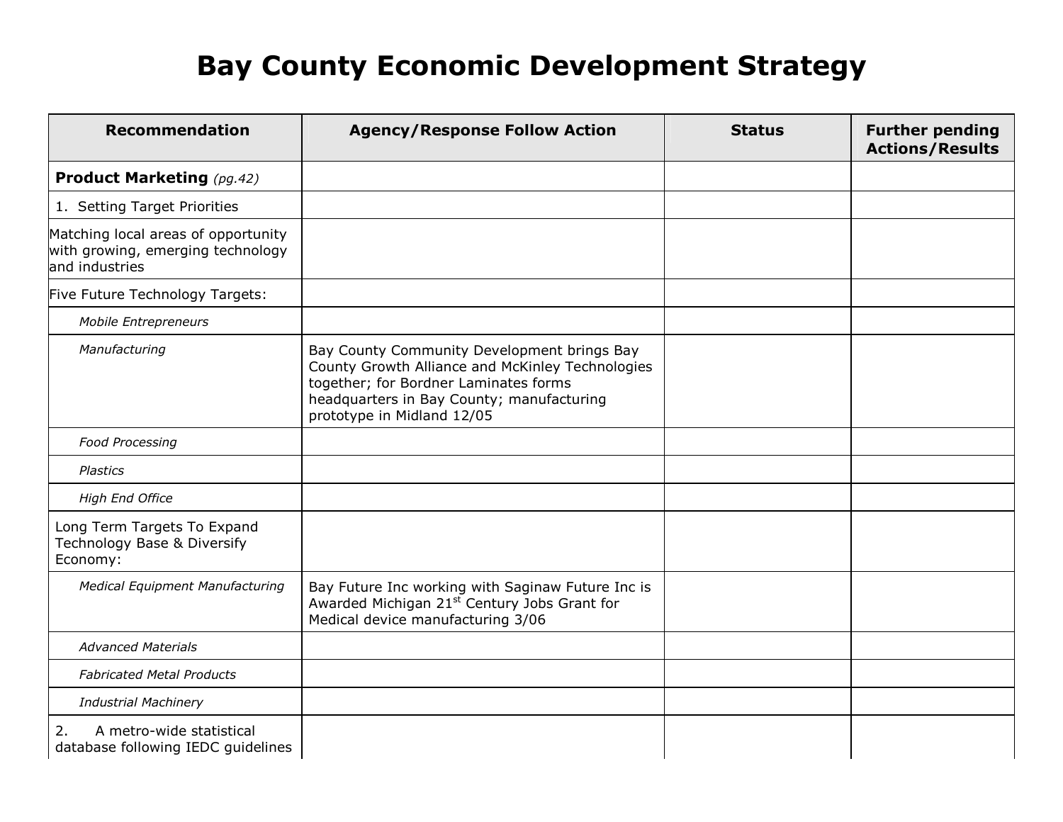# Bay County Economic Development Strategy

| Recommendation | Agency/Response Follow Action | Status | Further pending Actions/Results |
|---|---|---|---|
| **Product Marketing** *(pg.42)* | | | |
| 1. Setting Target Priorities | | | |
| Matching local areas of opportunity with growing, emerging technology and industries | | | |
| Five Future Technology Targets: | | | |
| *Mobile Entrepreneurs* | | | |
| *Manufacturing* | Bay County Community Development brings Bay County Growth Alliance and McKinley Technologies together; for Bordner Laminates forms headquarters in Bay County; manufacturing prototype in Midland 12/05 | | |
| *Food Processing* | | | |
| *Plastics* | | | |
| *High End Office* | | | |
| Long Term Targets To Expand Technology Base & Diversify Economy: | | | |
| *Medical Equipment Manufacturing* | Bay Future Inc working with Saginaw Future Inc is Awarded Michigan 21st Century Jobs Grant for Medical device manufacturing 3/06 | | |
| *Advanced Materials* | | | |
| *Fabricated Metal Products* | | | |
| *Industrial Machinery* | | | |
| 2. A metro-wide statistical database following IEDC guidelines | | | |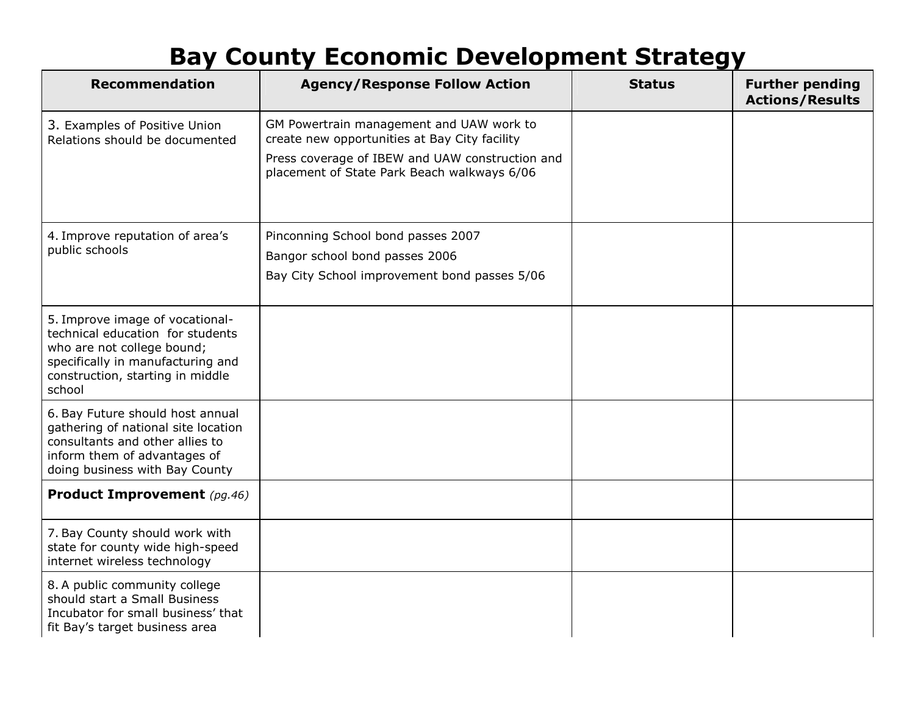# Bay County Economic Development Strategy

| Recommendation | Agency/Response Follow Action | Status | Further pending Actions/Results |
|---|---|---|---|
| 3. Examples of Positive Union Relations should be documented | GM Powertrain management and UAW work to create new opportunities at Bay City facility<br>Press coverage of IBEW and UAW construction and placement of State Park Beach walkways 6/06 | | |
| 4. Improve reputation of area's public schools | Pinconning School bond passes 2007<br>Bangor school bond passes 2006<br>Bay City School improvement bond passes 5/06 | | |
| 5. Improve image of vocational-technical education for students who are not college bound; specifically in manufacturing and construction, starting in middle school | | | |
| 6. Bay Future should host annual gathering of national site location consultants and other allies to inform them of advantages of doing business with Bay County | | | |
| **Product Improvement** *(pg.46)* | | | |
| 7. Bay County should work with state for county wide high-speed internet wireless technology | | | |
| 8. A public community college should start a Small Business Incubator for small business' that fit Bay's target business area | | | |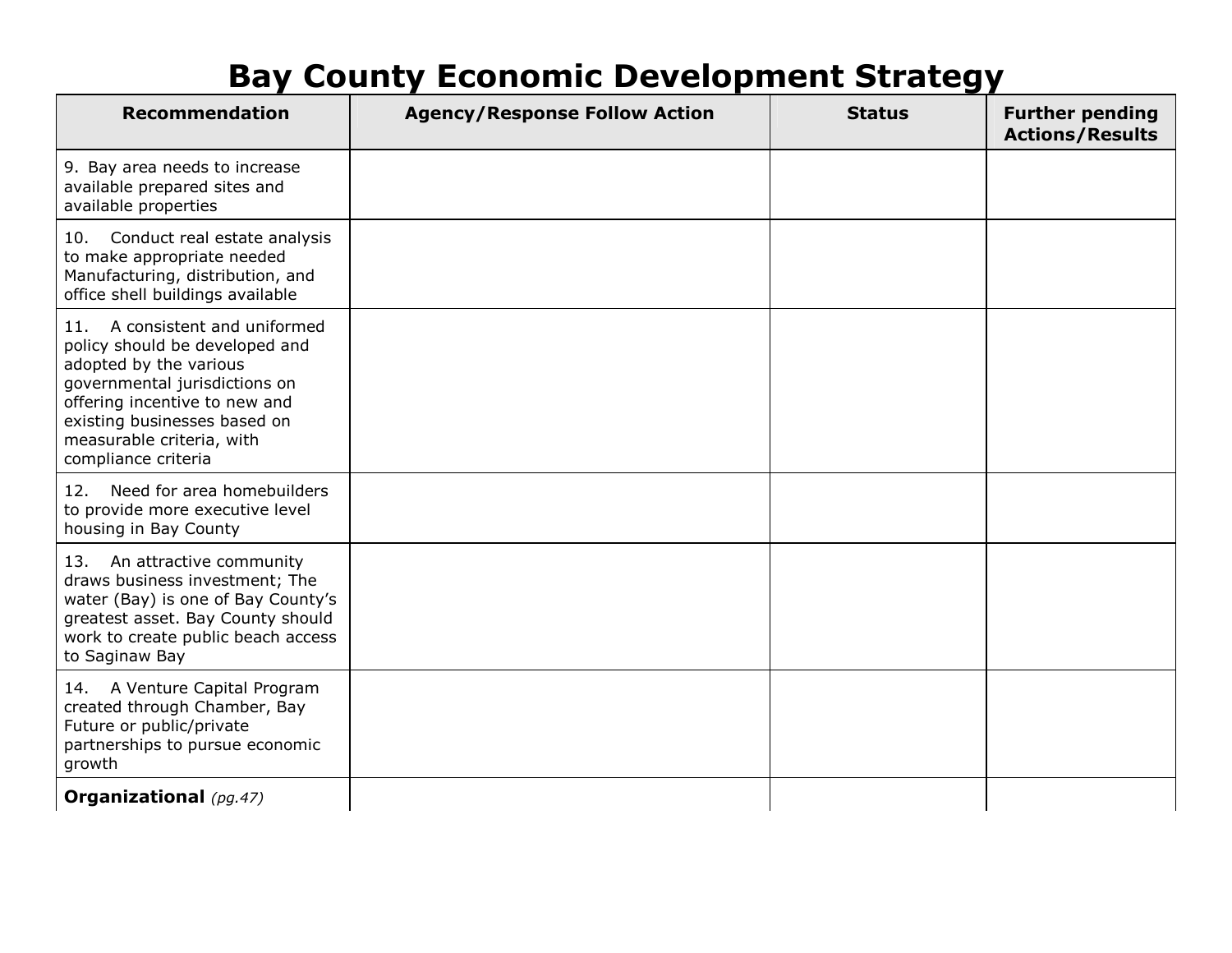# Bay County Economic Development Strategy

| Recommendation | Agency/Response Follow Action | Status | Further pending Actions/Results |
|---|---|---|---|
| 9. Bay area needs to increase available prepared sites and available properties | | | |
| 10. Conduct real estate analysis to make appropriate needed Manufacturing, distribution, and office shell buildings available | | | |
| 11. A consistent and uniformed policy should be developed and adopted by the various governmental jurisdictions on offering incentive to new and existing businesses based on measurable criteria, with compliance criteria | | | |
| 12. Need for area homebuilders to provide more executive level housing in Bay County | | | |
| 13. An attractive community draws business investment; The water (Bay) is one of Bay County's greatest asset. Bay County should work to create public beach access to Saginaw Bay | | | |
| 14. A Venture Capital Program created through Chamber, Bay Future or public/private partnerships to pursue economic growth | | | |
| **Organizational** *(pg.47)* | | | |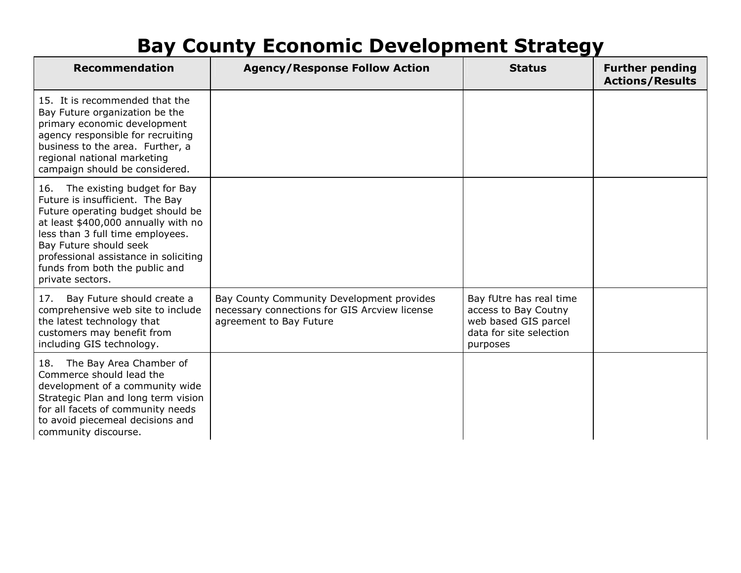# Bay County Economic Development Strategy

| Recommendation | Agency/Response Follow Action | Status | Further pending Actions/Results |
|---|---|---|---|
| 15. It is recommended that the Bay Future organization be the primary economic development agency responsible for recruiting business to the area. Further, a regional national marketing campaign should be considered. | | | |
| 16. The existing budget for Bay Future is insufficient. The Bay Future operating budget should be at least $400,000 annually with no less than 3 full time employees. Bay Future should seek professional assistance in soliciting funds from both the public and private sectors. | | | |
| 17. Bay Future should create a comprehensive web site to include the latest technology that customers may benefit from including GIS technology. | Bay County Community Development provides necessary connections for GIS Arcview license agreement to Bay Future | Bay fUtre has real time access to Bay Coutny web based GIS parcel data for site selection purposes | |
| 18. The Bay Area Chamber of Commerce should lead the development of a community wide Strategic Plan and long term vision for all facets of community needs to avoid piecemeal decisions and community discourse. | | | |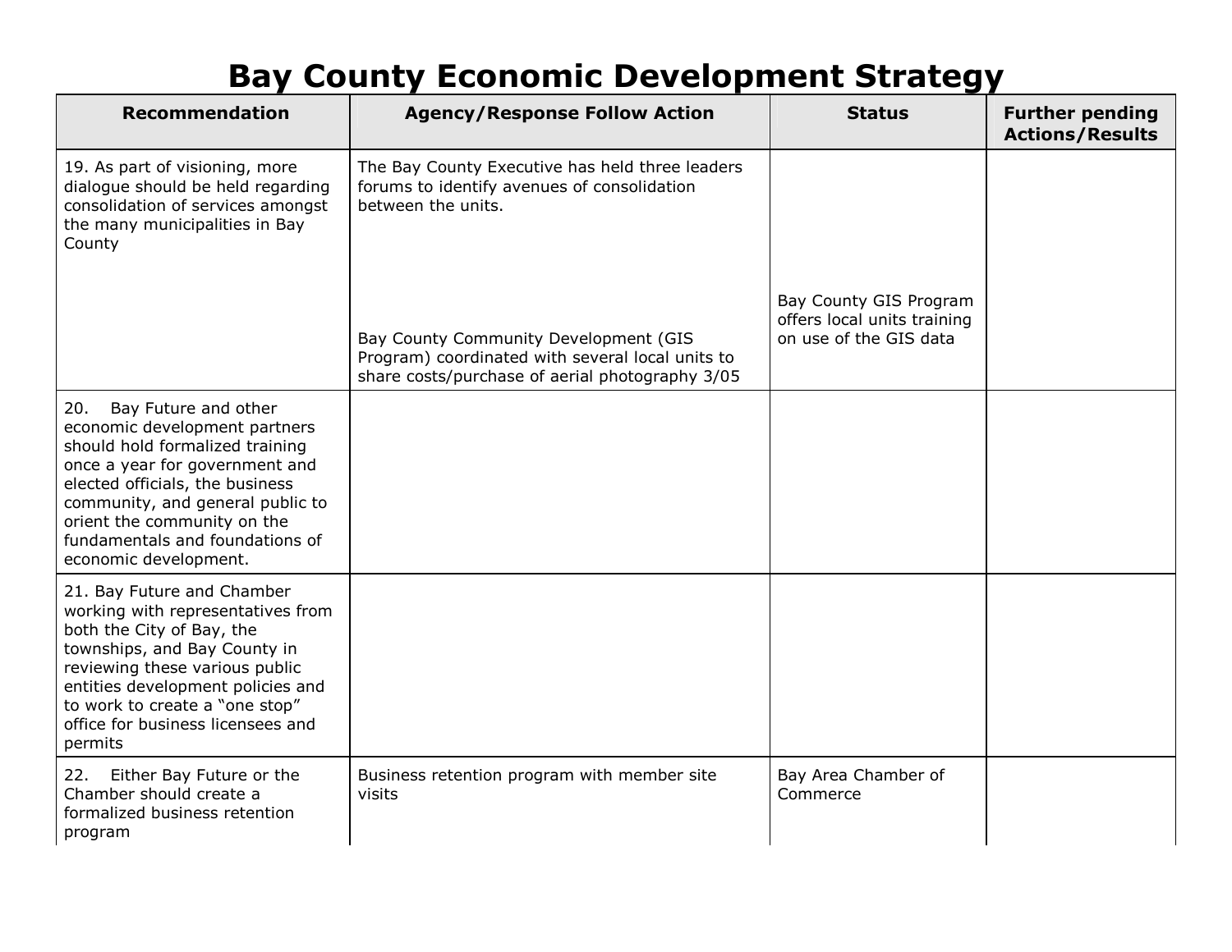# Bay County Economic Development Strategy

| Recommendation | Agency/Response Follow Action | Status | Further pending Actions/Results |
| --- | --- | --- | --- |
| 19. As part of visioning, more dialogue should be held regarding consolidation of services amongst the many municipalities in Bay County | The Bay County Executive has held three leaders forums to identify avenues of consolidation between the units. | | |
| | Bay County Community Development (GIS Program) coordinated with several local units to share costs/purchase of aerial photography 3/05 | Bay County GIS Program offers local units training on use of the GIS data | |
| 20. Bay Future and other economic development partners should hold formalized training once a year for government and elected officials, the business community, and general public to orient the community on the fundamentals and foundations of economic development. | | | |
| 21. Bay Future and Chamber working with representatives from both the City of Bay, the townships, and Bay County in reviewing these various public entities development policies and to work to create a "one stop" office for business licensees and permits | | | |
| 22. Either Bay Future or the Chamber should create a formalized business retention program | Business retention program with member site visits | Bay Area Chamber of Commerce | |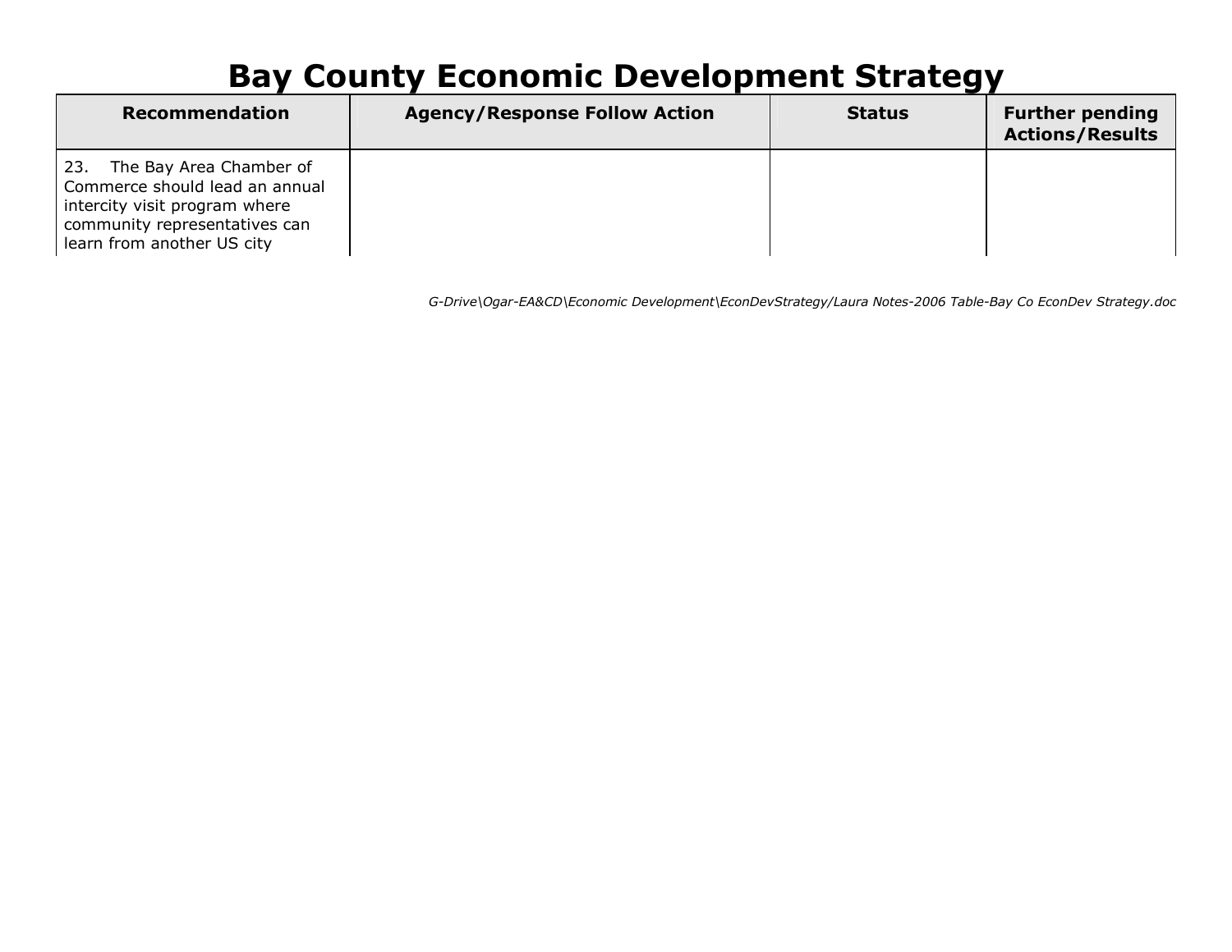# Bay County Economic Development Strategy

| Recommendation | Agency/Response Follow Action | Status | Further pending Actions/Results |
|---|---|---|---|
| 23. The Bay Area Chamber of Commerce should lead an annual intercity visit program where community representatives can learn from another US city | | | |

*G-Drive\Ogar-EA&CD\Economic Development\EconDevStrategy/Laura Notes-2006 Table-Bay Co EconDev Strategy.doc*